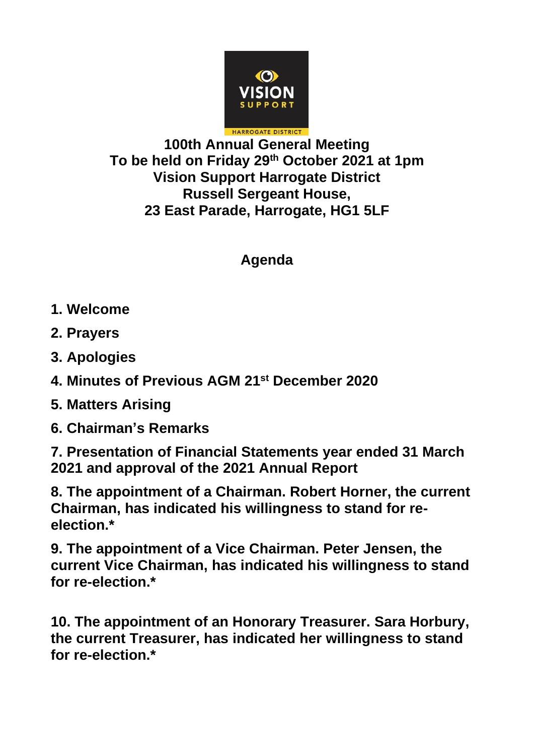# 100th Annual General Meeting
## To be held on Friday 29th October 2021 at 1pm
## Vision Support Harrogate District
## Russell Sergeant House,
## 23 East Parade, Harrogate, HG1 5LF

## Agenda

1. **Welcome**
2. **Prayers**
3. **Apologies**
4. **Minutes of Previous AGM 21st December 2020**
5. **Matters Arising**
6. **Chairman's Remarks**
7. **Presentation of Financial Statements year ended 31 March 2021 and approval of the 2021 Annual Report**
8. **The appointment of a Chairman. Robert Horner, the current Chairman, has indicated his willingness to stand for re-election.***
9. **The appointment of a Vice Chairman. Peter Jensen, the current Vice Chairman, has indicated his willingness to stand for re-election.***
10. **The appointment of an Honorary Treasurer. Sara Horbury, the current Treasurer, has indicated her willingness to stand for re-election.***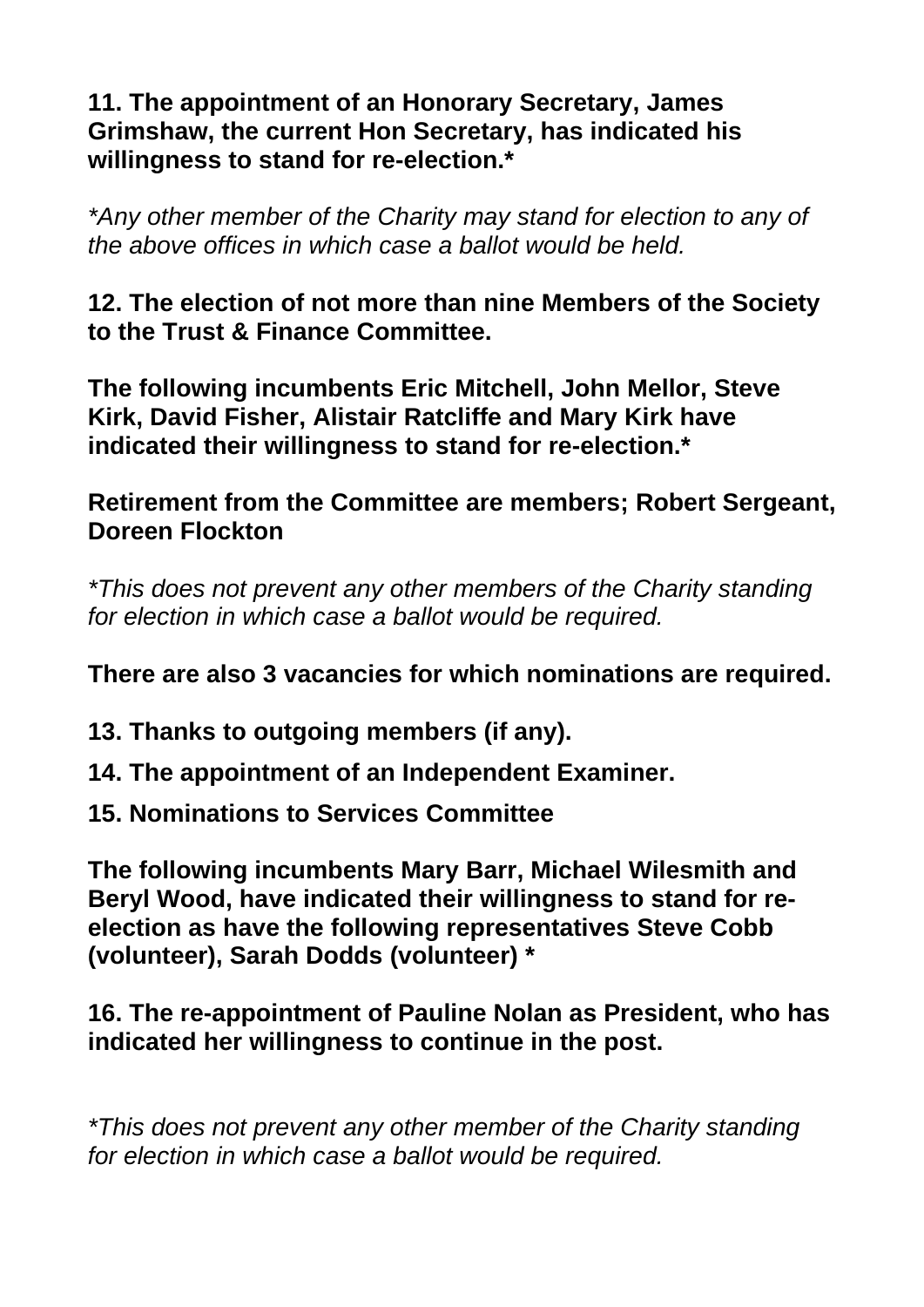**11. The appointment of an Honorary Secretary, James Grimshaw, the current Hon Secretary, has indicated his willingness to stand for re-election.***

*\*Any other member of the Charity may stand for election to any of the above offices in which case a ballot would be held.*

**12. The election of not more than nine Members of the Society to the Trust & Finance Committee.**

**The following incumbents Eric Mitchell, John Mellor, Steve Kirk, David Fisher, Alistair Ratcliffe and Mary Kirk have indicated their willingness to stand for re-election.***

**Retirement from the Committee are members; Robert Sergeant, Doreen Flockton**

*\*This does not prevent any other members of the Charity standing for election in which case a ballot would be required.*

**There are also 3 vacancies for which nominations are required.**

**13. Thanks to outgoing members (if any).**

**14. The appointment of an Independent Examiner.**

**15. Nominations to Services Committee**

**The following incumbents Mary Barr, Michael Wilesmith and Beryl Wood, have indicated their willingness to stand for re-election as have the following representatives Steve Cobb (volunteer), Sarah Dodds (volunteer) ***

**16. The re-appointment of Pauline Nolan as President, who has indicated her willingness to continue in the post.**

*\*This does not prevent any other member of the Charity standing for election in which case a ballot would be required.*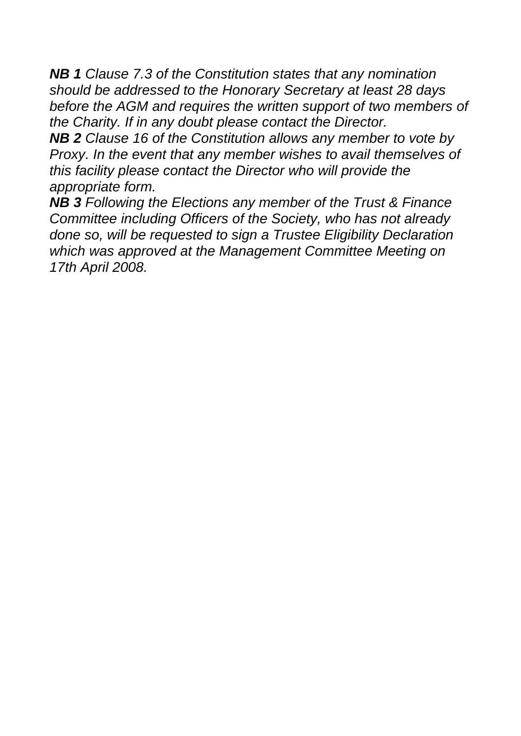***NB 1*** *Clause 7.3 of the Constitution states that any nomination should be addressed to the Honorary Secretary at least 28 days before the AGM and requires the written support of two members of the Charity. If in any doubt please contact the Director.*
***NB 2*** *Clause 16 of the Constitution allows any member to vote by Proxy. In the event that any member wishes to avail themselves of this facility please contact the Director who will provide the appropriate form.*
***NB 3*** *Following the Elections any member of the Trust & Finance Committee including Officers of the Society, who has not already done so, will be requested to sign a Trustee Eligibility Declaration which was approved at the Management Committee Meeting on 17th April 2008.*